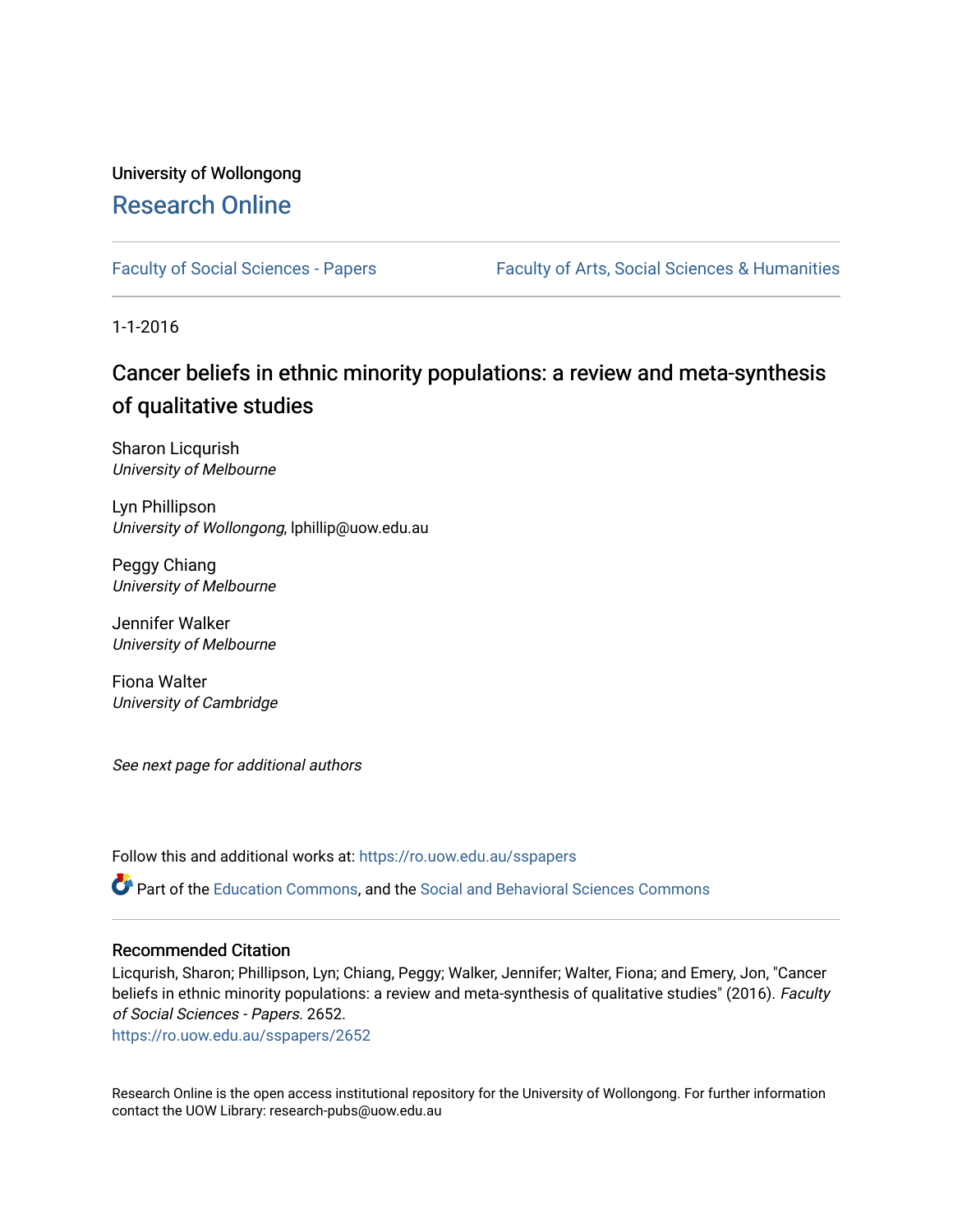University of Wollongong

# Research Online

Faculty of Social Sciences - Papers | Faculty of Arts, Social Sciences & Humanities

1-1-2016

## Cancer beliefs in ethnic minority populations: a review and meta-synthesis of qualitative studies

Sharon Licqurish
*University of Melbourne*

Lyn Phillipson
*University of Wollongong*, lphillip@uow.edu.au

Peggy Chiang
*University of Melbourne*

Jennifer Walker
*University of Melbourne*

Fiona Walter
*University of Cambridge*

*See next page for additional authors*

Follow this and additional works at: https://ro.uow.edu.au/sspapers

Part of the Education Commons, and the Social and Behavioral Sciences Commons

### Recommended Citation

Licqurish, Sharon; Phillipson, Lyn; Chiang, Peggy; Walker, Jennifer; Walter, Fiona; and Emery, Jon, "Cancer beliefs in ethnic minority populations: a review and meta-synthesis of qualitative studies" (2016). *Faculty of Social Sciences - Papers*. 2652.
https://ro.uow.edu.au/sspapers/2652

Research Online is the open access institutional repository for the University of Wollongong. For further information contact the UOW Library: research-pubs@uow.edu.au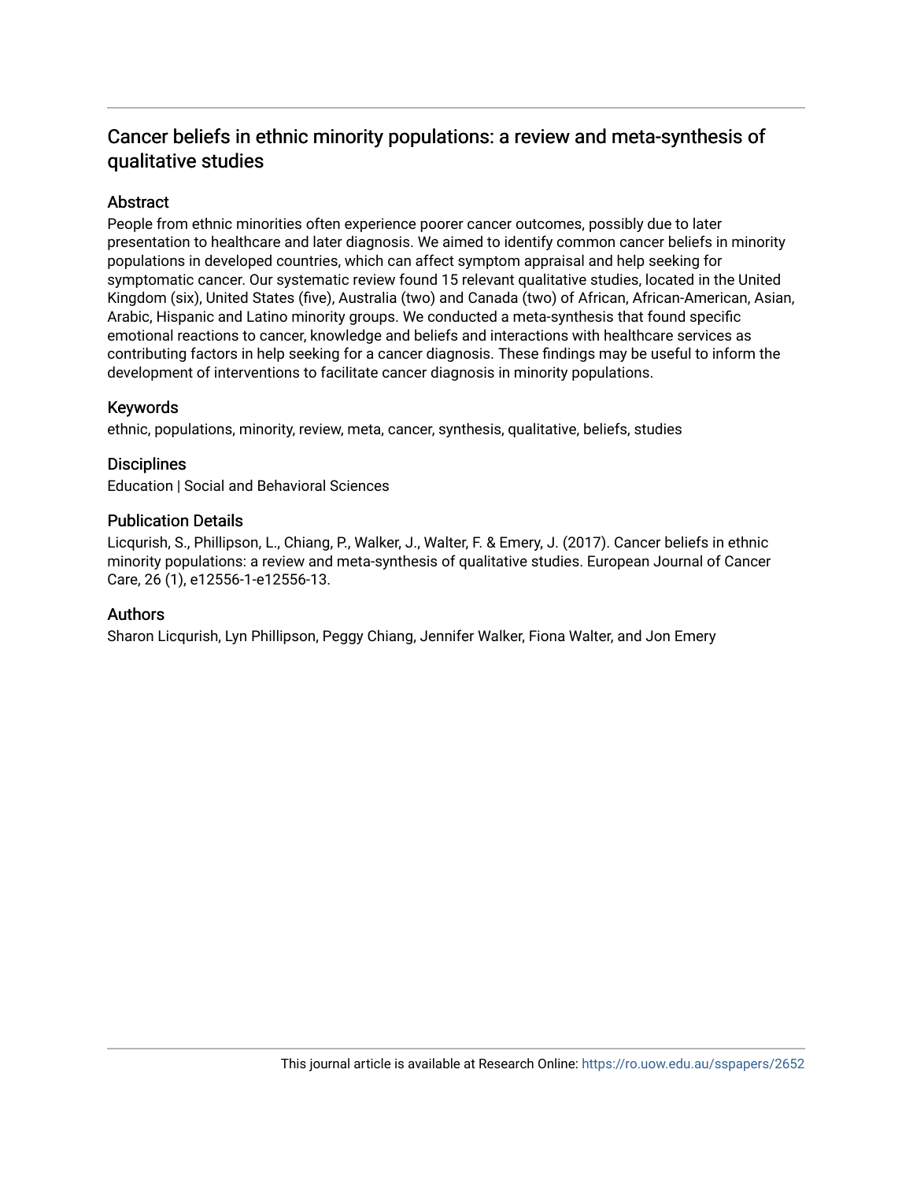# Cancer beliefs in ethnic minority populations: a review and meta-synthesis of qualitative studies

## Abstract

People from ethnic minorities often experience poorer cancer outcomes, possibly due to later presentation to healthcare and later diagnosis. We aimed to identify common cancer beliefs in minority populations in developed countries, which can affect symptom appraisal and help seeking for symptomatic cancer. Our systematic review found 15 relevant qualitative studies, located in the United Kingdom (six), United States (five), Australia (two) and Canada (two) of African, African-American, Asian, Arabic, Hispanic and Latino minority groups. We conducted a meta-synthesis that found specific emotional reactions to cancer, knowledge and beliefs and interactions with healthcare services as contributing factors in help seeking for a cancer diagnosis. These findings may be useful to inform the development of interventions to facilitate cancer diagnosis in minority populations.

## Keywords

ethnic, populations, minority, review, meta, cancer, synthesis, qualitative, beliefs, studies

## Disciplines

Education | Social and Behavioral Sciences

## Publication Details

Licqurish, S., Phillipson, L., Chiang, P., Walker, J., Walter, F. & Emery, J. (2017). Cancer beliefs in ethnic minority populations: a review and meta-synthesis of qualitative studies. European Journal of Cancer Care, 26 (1), e12556-1-e12556-13.

## Authors

Sharon Licqurish, Lyn Phillipson, Peggy Chiang, Jennifer Walker, Fiona Walter, and Jon Emery

This journal article is available at Research Online: https://ro.uow.edu.au/sspapers/2652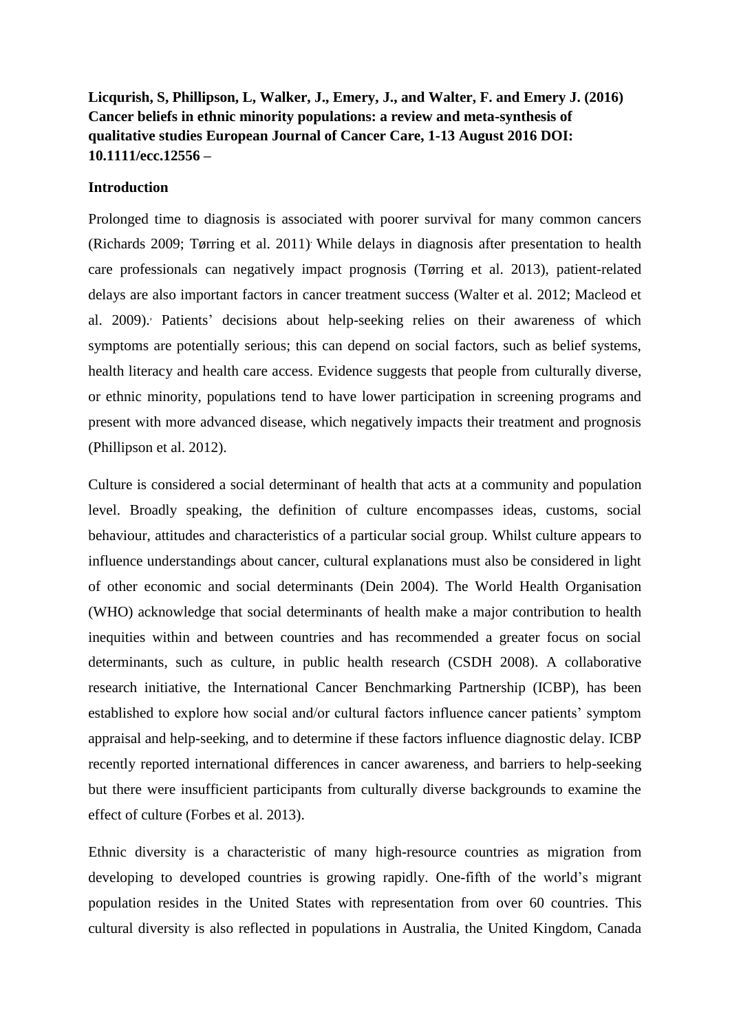**Licqurish, S, Phillipson, L, Walker, J., Emery, J., and Walter, F. and Emery J. (2016) Cancer beliefs in ethnic minority populations: a review and meta-synthesis of qualitative studies European Journal of Cancer Care, 1-13 August 2016 DOI: 10.1111/ecc.12556 –**

## Introduction

Prolonged time to diagnosis is associated with poorer survival for many common cancers (Richards 2009; Tørring et al. 2011). While delays in diagnosis after presentation to health care professionals can negatively impact prognosis (Tørring et al. 2013), patient-related delays are also important factors in cancer treatment success (Walter et al. 2012; Macleod et al. 2009).. Patients' decisions about help-seeking relies on their awareness of which symptoms are potentially serious; this can depend on social factors, such as belief systems, health literacy and health care access. Evidence suggests that people from culturally diverse, or ethnic minority, populations tend to have lower participation in screening programs and present with more advanced disease, which negatively impacts their treatment and prognosis (Phillipson et al. 2012).

Culture is considered a social determinant of health that acts at a community and population level. Broadly speaking, the definition of culture encompasses ideas, customs, social behaviour, attitudes and characteristics of a particular social group. Whilst culture appears to influence understandings about cancer, cultural explanations must also be considered in light of other economic and social determinants (Dein 2004). The World Health Organisation (WHO) acknowledge that social determinants of health make a major contribution to health inequities within and between countries and has recommended a greater focus on social determinants, such as culture, in public health research (CSDH 2008). A collaborative research initiative, the International Cancer Benchmarking Partnership (ICBP), has been established to explore how social and/or cultural factors influence cancer patients' symptom appraisal and help-seeking, and to determine if these factors influence diagnostic delay. ICBP recently reported international differences in cancer awareness, and barriers to help-seeking but there were insufficient participants from culturally diverse backgrounds to examine the effect of culture (Forbes et al. 2013).

Ethnic diversity is a characteristic of many high-resource countries as migration from developing to developed countries is growing rapidly. One-fifth of the world's migrant population resides in the United States with representation from over 60 countries. This cultural diversity is also reflected in populations in Australia, the United Kingdom, Canada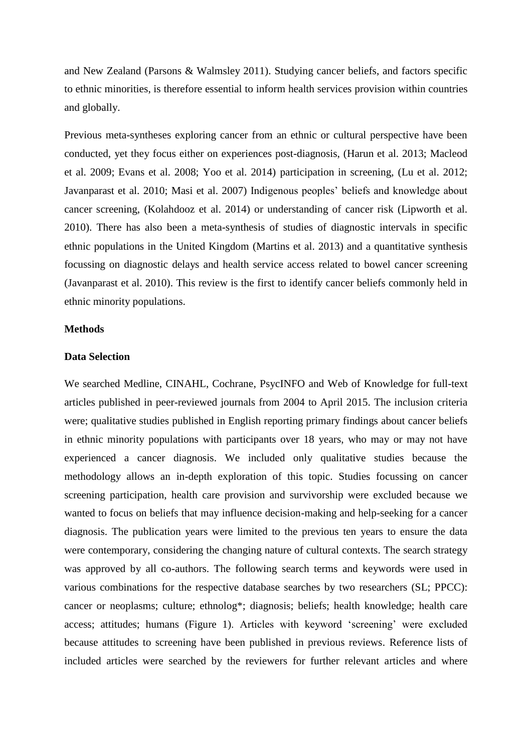and New Zealand (Parsons & Walmsley 2011). Studying cancer beliefs, and factors specific to ethnic minorities, is therefore essential to inform health services provision within countries and globally.

Previous meta-syntheses exploring cancer from an ethnic or cultural perspective have been conducted, yet they focus either on experiences post-diagnosis, (Harun et al. 2013; Macleod et al. 2009; Evans et al. 2008; Yoo et al. 2014) participation in screening, (Lu et al. 2012; Javanparast et al. 2010; Masi et al. 2007) Indigenous peoples' beliefs and knowledge about cancer screening, (Kolahdooz et al. 2014) or understanding of cancer risk (Lipworth et al. 2010). There has also been a meta-synthesis of studies of diagnostic intervals in specific ethnic populations in the United Kingdom (Martins et al. 2013) and a quantitative synthesis focussing on diagnostic delays and health service access related to bowel cancer screening (Javanparast et al. 2010). This review is the first to identify cancer beliefs commonly held in ethnic minority populations.

## Methods

### Data Selection

We searched Medline, CINAHL, Cochrane, PsycINFO and Web of Knowledge for full-text articles published in peer-reviewed journals from 2004 to April 2015. The inclusion criteria were; qualitative studies published in English reporting primary findings about cancer beliefs in ethnic minority populations with participants over 18 years, who may or may not have experienced a cancer diagnosis. We included only qualitative studies because the methodology allows an in-depth exploration of this topic. Studies focussing on cancer screening participation, health care provision and survivorship were excluded because we wanted to focus on beliefs that may influence decision-making and help-seeking for a cancer diagnosis. The publication years were limited to the previous ten years to ensure the data were contemporary, considering the changing nature of cultural contexts. The search strategy was approved by all co-authors. The following search terms and keywords were used in various combinations for the respective database searches by two researchers (SL; PPCC): cancer or neoplasms; culture; ethnolog*; diagnosis; beliefs; health knowledge; health care access; attitudes; humans (Figure 1). Articles with keyword 'screening' were excluded because attitudes to screening have been published in previous reviews. Reference lists of included articles were searched by the reviewers for further relevant articles and where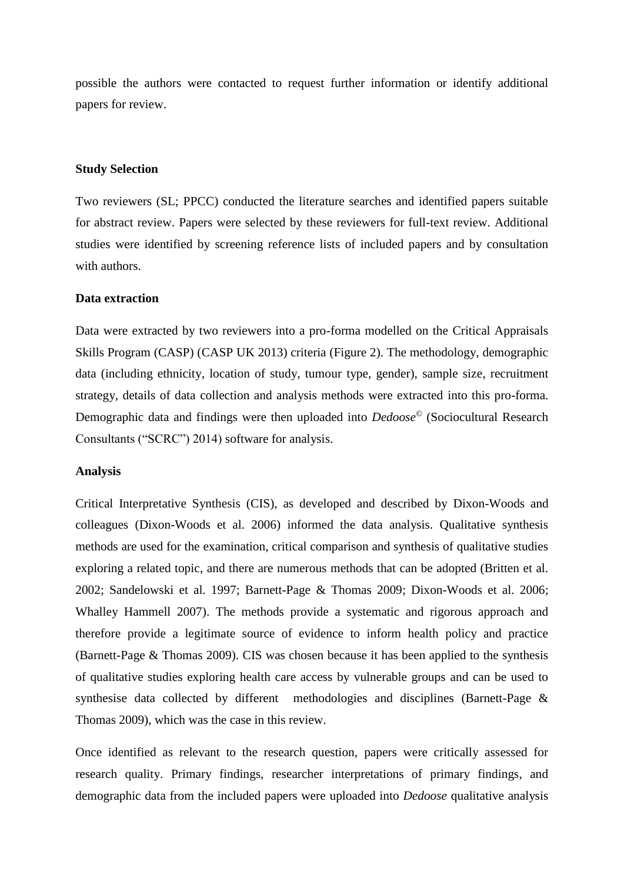possible the authors were contacted to request further information or identify additional papers for review.

**Study Selection**

Two reviewers (SL; PPCC) conducted the literature searches and identified papers suitable for abstract review. Papers were selected by these reviewers for full-text review. Additional studies were identified by screening reference lists of included papers and by consultation with authors.

**Data extraction**

Data were extracted by two reviewers into a pro-forma modelled on the Critical Appraisals Skills Program (CASP) (CASP UK 2013) criteria (Figure 2). The methodology, demographic data (including ethnicity, location of study, tumour type, gender), sample size, recruitment strategy, details of data collection and analysis methods were extracted into this pro-forma. Demographic data and findings were then uploaded into *Dedoose*© (Sociocultural Research Consultants ("SCRC") 2014) software for analysis.

**Analysis**

Critical Interpretative Synthesis (CIS), as developed and described by Dixon-Woods and colleagues (Dixon-Woods et al. 2006) informed the data analysis. Qualitative synthesis methods are used for the examination, critical comparison and synthesis of qualitative studies exploring a related topic, and there are numerous methods that can be adopted (Britten et al. 2002; Sandelowski et al. 1997; Barnett-Page & Thomas 2009; Dixon-Woods et al. 2006; Whalley Hammell 2007). The methods provide a systematic and rigorous approach and therefore provide a legitimate source of evidence to inform health policy and practice (Barnett-Page & Thomas 2009). CIS was chosen because it has been applied to the synthesis of qualitative studies exploring health care access by vulnerable groups and can be used to synthesise data collected by different methodologies and disciplines (Barnett-Page & Thomas 2009), which was the case in this review.

Once identified as relevant to the research question, papers were critically assessed for research quality. Primary findings, researcher interpretations of primary findings, and demographic data from the included papers were uploaded into *Dedoose* qualitative analysis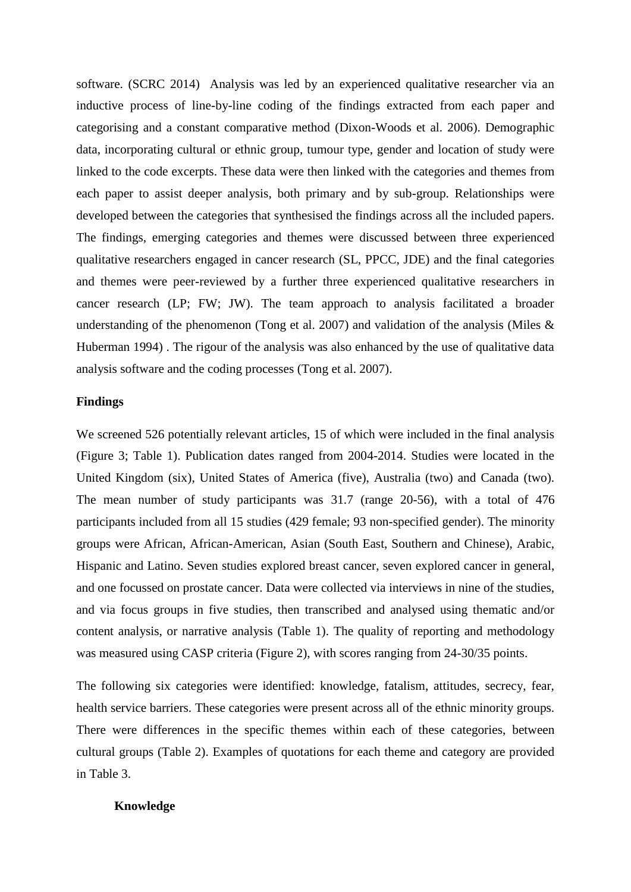software. (SCRC 2014)  Analysis was led by an experienced qualitative researcher via an inductive process of line-by-line coding of the findings extracted from each paper and categorising and a constant comparative method (Dixon-Woods et al. 2006). Demographic data, incorporating cultural or ethnic group, tumour type, gender and location of study were linked to the code excerpts. These data were then linked with the categories and themes from each paper to assist deeper analysis, both primary and by sub-group. Relationships were developed between the categories that synthesised the findings across all the included papers. The findings, emerging categories and themes were discussed between three experienced qualitative researchers engaged in cancer research (SL, PPCC, JDE) and the final categories and themes were peer-reviewed by a further three experienced qualitative researchers in cancer research (LP; FW; JW). The team approach to analysis facilitated a broader understanding of the phenomenon (Tong et al. 2007) and validation of the analysis (Miles & Huberman 1994) . The rigour of the analysis was also enhanced by the use of qualitative data analysis software and the coding processes (Tong et al. 2007).

## Findings

We screened 526 potentially relevant articles, 15 of which were included in the final analysis (Figure 3; Table 1). Publication dates ranged from 2004-2014. Studies were located in the United Kingdom (six), United States of America (five), Australia (two) and Canada (two). The mean number of study participants was 31.7 (range 20-56), with a total of 476 participants included from all 15 studies (429 female; 93 non-specified gender). The minority groups were African, African-American, Asian (South East, Southern and Chinese), Arabic, Hispanic and Latino. Seven studies explored breast cancer, seven explored cancer in general, and one focussed on prostate cancer. Data were collected via interviews in nine of the studies, and via focus groups in five studies, then transcribed and analysed using thematic and/or content analysis, or narrative analysis (Table 1). The quality of reporting and methodology was measured using CASP criteria (Figure 2), with scores ranging from 24-30/35 points.

The following six categories were identified: knowledge, fatalism, attitudes, secrecy, fear, health service barriers. These categories were present across all of the ethnic minority groups. There were differences in the specific themes within each of these categories, between cultural groups (Table 2). Examples of quotations for each theme and category are provided in Table 3.

### Knowledge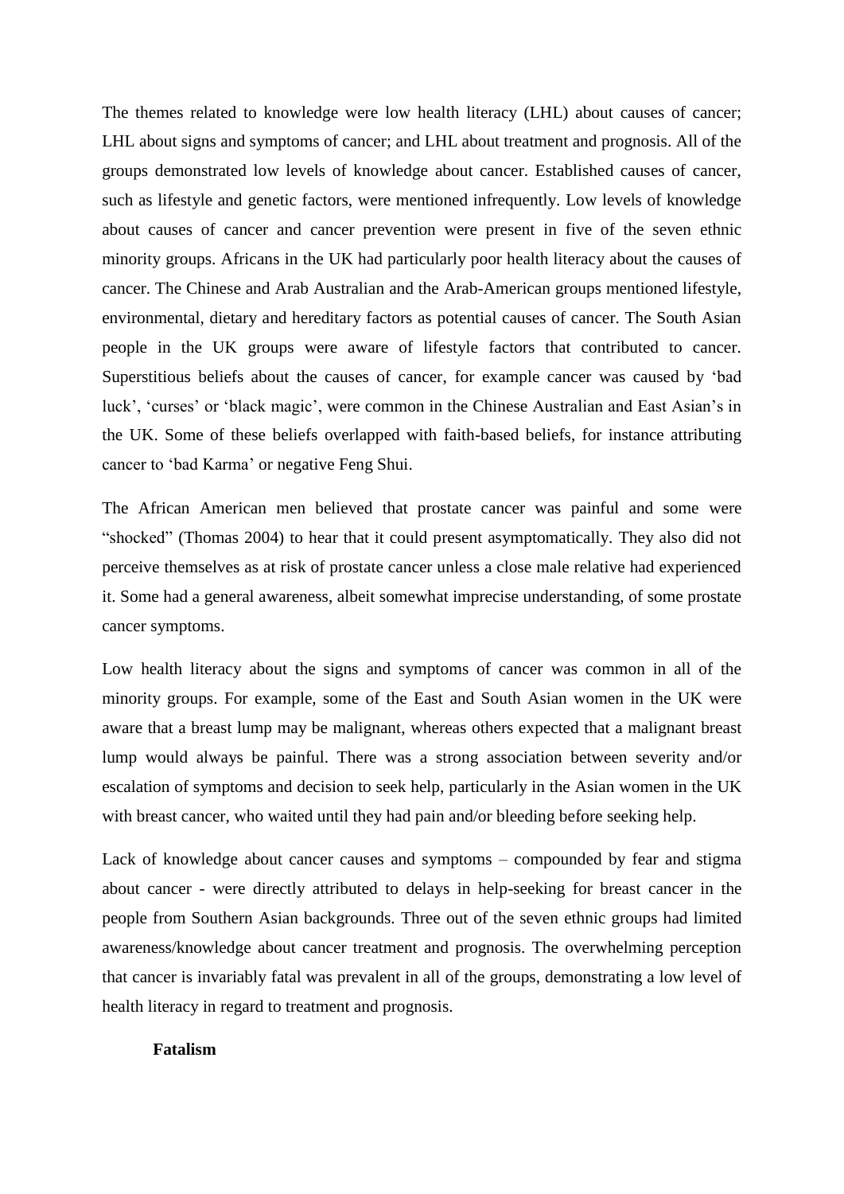The themes related to knowledge were low health literacy (LHL) about causes of cancer; LHL about signs and symptoms of cancer; and LHL about treatment and prognosis. All of the groups demonstrated low levels of knowledge about cancer. Established causes of cancer, such as lifestyle and genetic factors, were mentioned infrequently. Low levels of knowledge about causes of cancer and cancer prevention were present in five of the seven ethnic minority groups. Africans in the UK had particularly poor health literacy about the causes of cancer. The Chinese and Arab Australian and the Arab-American groups mentioned lifestyle, environmental, dietary and hereditary factors as potential causes of cancer. The South Asian people in the UK groups were aware of lifestyle factors that contributed to cancer. Superstitious beliefs about the causes of cancer, for example cancer was caused by 'bad luck', 'curses' or 'black magic', were common in the Chinese Australian and East Asian's in the UK. Some of these beliefs overlapped with faith-based beliefs, for instance attributing cancer to 'bad Karma' or negative Feng Shui.

The African American men believed that prostate cancer was painful and some were "shocked" (Thomas 2004) to hear that it could present asymptomatically. They also did not perceive themselves as at risk of prostate cancer unless a close male relative had experienced it. Some had a general awareness, albeit somewhat imprecise understanding, of some prostate cancer symptoms.

Low health literacy about the signs and symptoms of cancer was common in all of the minority groups. For example, some of the East and South Asian women in the UK were aware that a breast lump may be malignant, whereas others expected that a malignant breast lump would always be painful. There was a strong association between severity and/or escalation of symptoms and decision to seek help, particularly in the Asian women in the UK with breast cancer, who waited until they had pain and/or bleeding before seeking help.

Lack of knowledge about cancer causes and symptoms – compounded by fear and stigma about cancer - were directly attributed to delays in help-seeking for breast cancer in the people from Southern Asian backgrounds. Three out of the seven ethnic groups had limited awareness/knowledge about cancer treatment and prognosis. The overwhelming perception that cancer is invariably fatal was prevalent in all of the groups, demonstrating a low level of health literacy in regard to treatment and prognosis.

**Fatalism**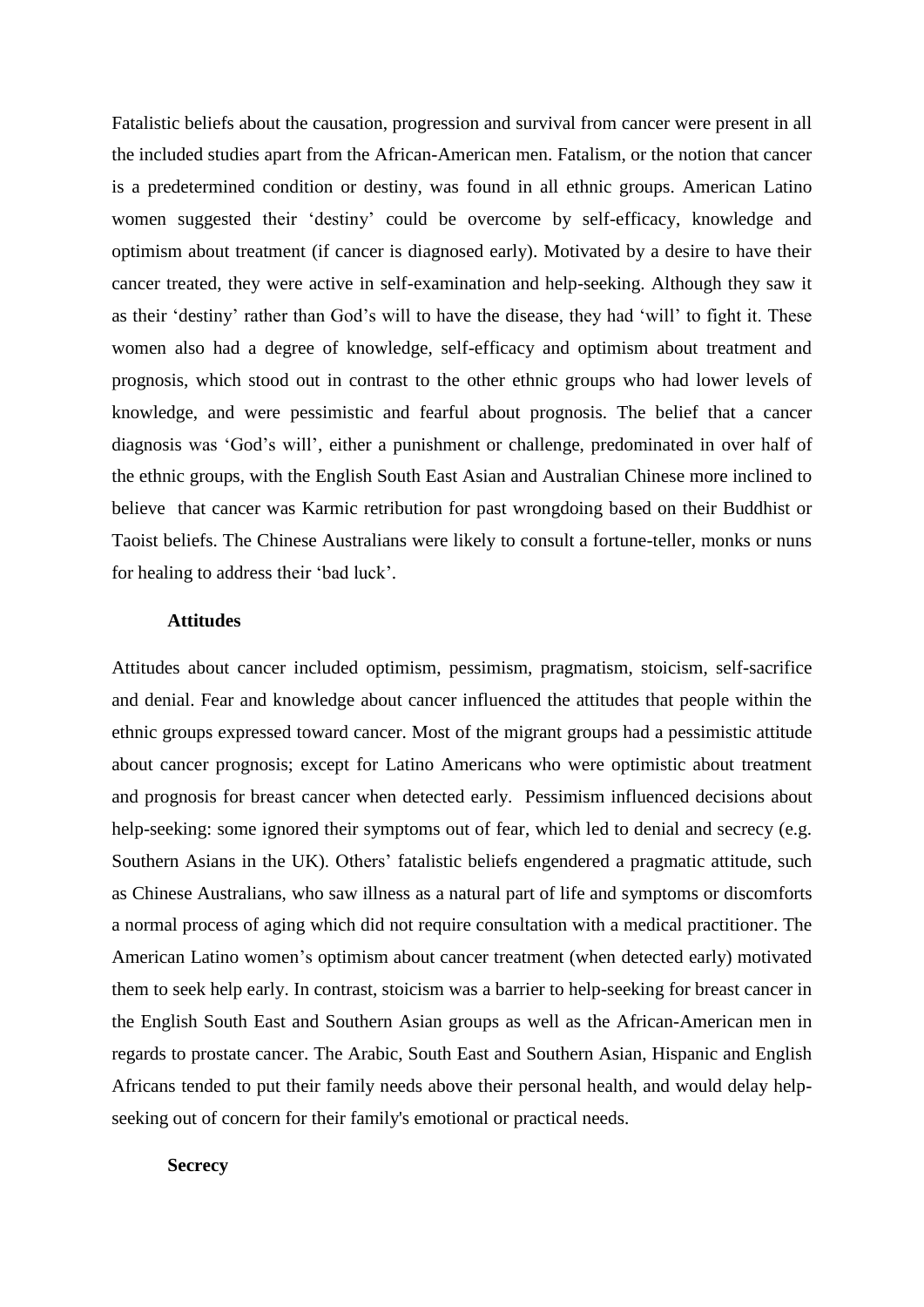Fatalistic beliefs about the causation, progression and survival from cancer were present in all the included studies apart from the African-American men. Fatalism, or the notion that cancer is a predetermined condition or destiny, was found in all ethnic groups. American Latino women suggested their 'destiny' could be overcome by self-efficacy, knowledge and optimism about treatment (if cancer is diagnosed early). Motivated by a desire to have their cancer treated, they were active in self-examination and help-seeking. Although they saw it as their 'destiny' rather than God's will to have the disease, they had 'will' to fight it. These women also had a degree of knowledge, self-efficacy and optimism about treatment and prognosis, which stood out in contrast to the other ethnic groups who had lower levels of knowledge, and were pessimistic and fearful about prognosis. The belief that a cancer diagnosis was 'God's will', either a punishment or challenge, predominated in over half of the ethnic groups, with the English South East Asian and Australian Chinese more inclined to believe that cancer was Karmic retribution for past wrongdoing based on their Buddhist or Taoist beliefs. The Chinese Australians were likely to consult a fortune-teller, monks or nuns for healing to address their 'bad luck'.

**Attitudes**

Attitudes about cancer included optimism, pessimism, pragmatism, stoicism, self-sacrifice and denial. Fear and knowledge about cancer influenced the attitudes that people within the ethnic groups expressed toward cancer. Most of the migrant groups had a pessimistic attitude about cancer prognosis; except for Latino Americans who were optimistic about treatment and prognosis for breast cancer when detected early. Pessimism influenced decisions about help-seeking: some ignored their symptoms out of fear, which led to denial and secrecy (e.g. Southern Asians in the UK). Others' fatalistic beliefs engendered a pragmatic attitude, such as Chinese Australians, who saw illness as a natural part of life and symptoms or discomforts a normal process of aging which did not require consultation with a medical practitioner. The American Latino women's optimism about cancer treatment (when detected early) motivated them to seek help early. In contrast, stoicism was a barrier to help-seeking for breast cancer in the English South East and Southern Asian groups as well as the African-American men in regards to prostate cancer. The Arabic, South East and Southern Asian, Hispanic and English Africans tended to put their family needs above their personal health, and would delay help-seeking out of concern for their family's emotional or practical needs.

**Secrecy**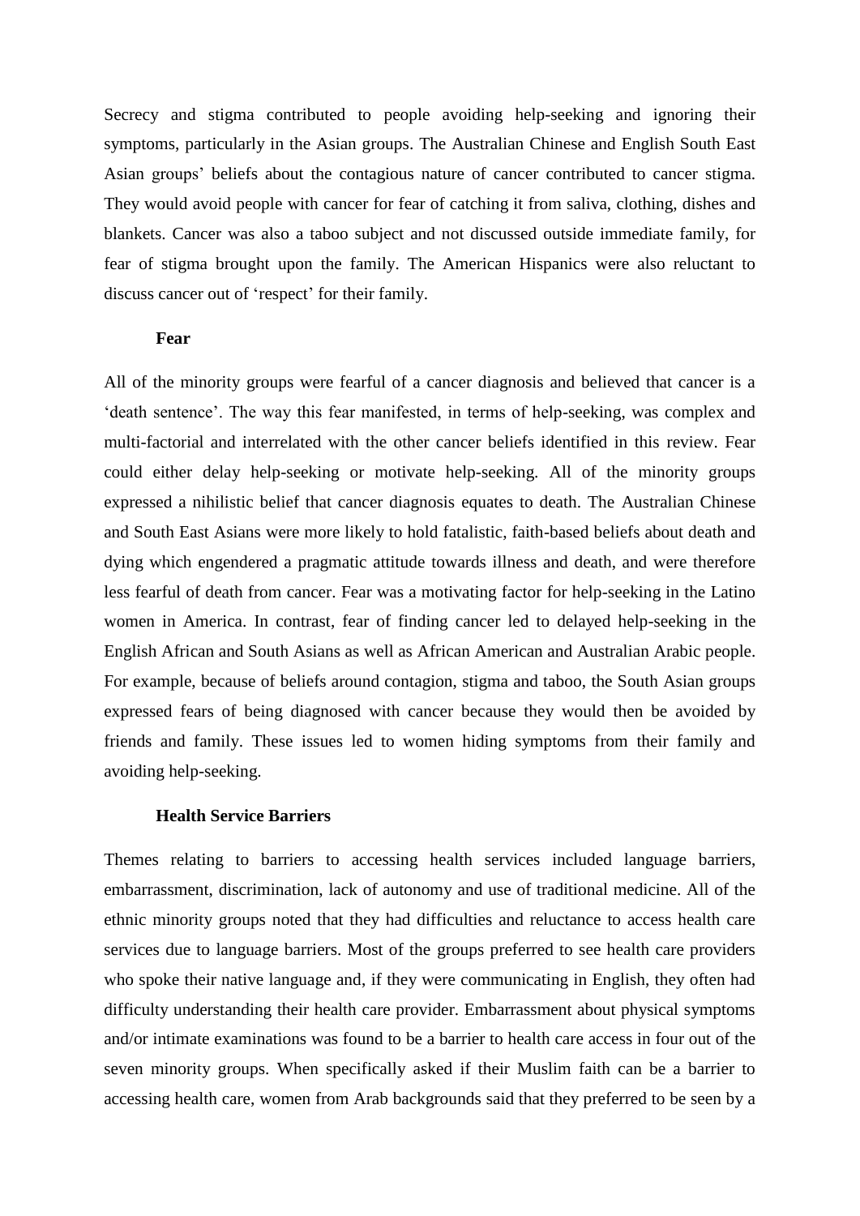Secrecy and stigma contributed to people avoiding help-seeking and ignoring their symptoms, particularly in the Asian groups. The Australian Chinese and English South East Asian groups' beliefs about the contagious nature of cancer contributed to cancer stigma. They would avoid people with cancer for fear of catching it from saliva, clothing, dishes and blankets. Cancer was also a taboo subject and not discussed outside immediate family, for fear of stigma brought upon the family. The American Hispanics were also reluctant to discuss cancer out of 'respect' for their family.

**Fear**

All of the minority groups were fearful of a cancer diagnosis and believed that cancer is a 'death sentence'. The way this fear manifested, in terms of help-seeking, was complex and multi-factorial and interrelated with the other cancer beliefs identified in this review. Fear could either delay help-seeking or motivate help-seeking. All of the minority groups expressed a nihilistic belief that cancer diagnosis equates to death. The Australian Chinese and South East Asians were more likely to hold fatalistic, faith-based beliefs about death and dying which engendered a pragmatic attitude towards illness and death, and were therefore less fearful of death from cancer. Fear was a motivating factor for help-seeking in the Latino women in America. In contrast, fear of finding cancer led to delayed help-seeking in the English African and South Asians as well as African American and Australian Arabic people. For example, because of beliefs around contagion, stigma and taboo, the South Asian groups expressed fears of being diagnosed with cancer because they would then be avoided by friends and family. These issues led to women hiding symptoms from their family and avoiding help-seeking.

**Health Service Barriers**

Themes relating to barriers to accessing health services included language barriers, embarrassment, discrimination, lack of autonomy and use of traditional medicine. All of the ethnic minority groups noted that they had difficulties and reluctance to access health care services due to language barriers. Most of the groups preferred to see health care providers who spoke their native language and, if they were communicating in English, they often had difficulty understanding their health care provider. Embarrassment about physical symptoms and/or intimate examinations was found to be a barrier to health care access in four out of the seven minority groups. When specifically asked if their Muslim faith can be a barrier to accessing health care, women from Arab backgrounds said that they preferred to be seen by a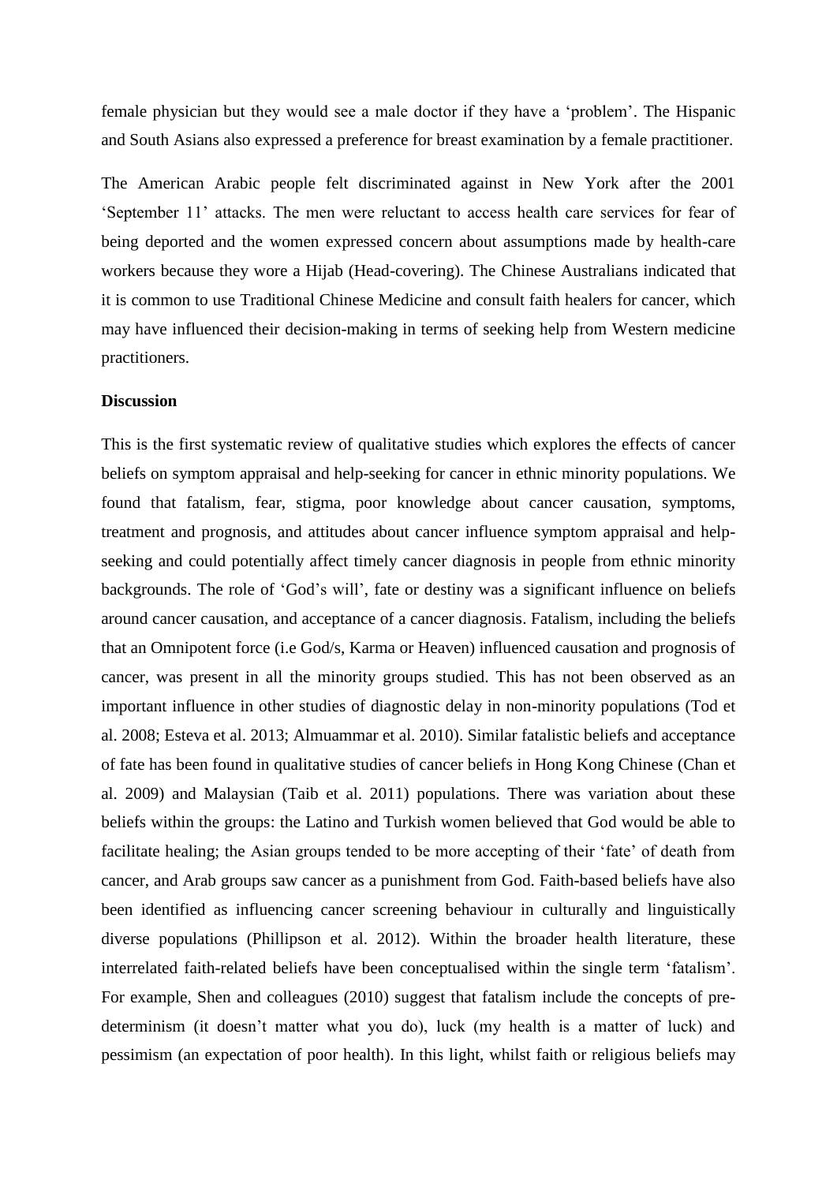female physician but they would see a male doctor if they have a 'problem'. The Hispanic and South Asians also expressed a preference for breast examination by a female practitioner.

The American Arabic people felt discriminated against in New York after the 2001 'September 11' attacks. The men were reluctant to access health care services for fear of being deported and the women expressed concern about assumptions made by health-care workers because they wore a Hijab (Head-covering). The Chinese Australians indicated that it is common to use Traditional Chinese Medicine and consult faith healers for cancer, which may have influenced their decision-making in terms of seeking help from Western medicine practitioners.

**Discussion**

This is the first systematic review of qualitative studies which explores the effects of cancer beliefs on symptom appraisal and help-seeking for cancer in ethnic minority populations. We found that fatalism, fear, stigma, poor knowledge about cancer causation, symptoms, treatment and prognosis, and attitudes about cancer influence symptom appraisal and help-seeking and could potentially affect timely cancer diagnosis in people from ethnic minority backgrounds. The role of 'God's will', fate or destiny was a significant influence on beliefs around cancer causation, and acceptance of a cancer diagnosis. Fatalism, including the beliefs that an Omnipotent force (i.e God/s, Karma or Heaven) influenced causation and prognosis of cancer, was present in all the minority groups studied. This has not been observed as an important influence in other studies of diagnostic delay in non-minority populations (Tod et al. 2008; Esteva et al. 2013; Almuammar et al. 2010). Similar fatalistic beliefs and acceptance of fate has been found in qualitative studies of cancer beliefs in Hong Kong Chinese (Chan et al. 2009) and Malaysian (Taib et al. 2011) populations. There was variation about these beliefs within the groups: the Latino and Turkish women believed that God would be able to facilitate healing; the Asian groups tended to be more accepting of their 'fate' of death from cancer, and Arab groups saw cancer as a punishment from God. Faith-based beliefs have also been identified as influencing cancer screening behaviour in culturally and linguistically diverse populations (Phillipson et al. 2012). Within the broader health literature, these interrelated faith-related beliefs have been conceptualised within the single term 'fatalism'. For example, Shen and colleagues (2010) suggest that fatalism include the concepts of pre-determinism (it doesn't matter what you do), luck (my health is a matter of luck) and pessimism (an expectation of poor health). In this light, whilst faith or religious beliefs may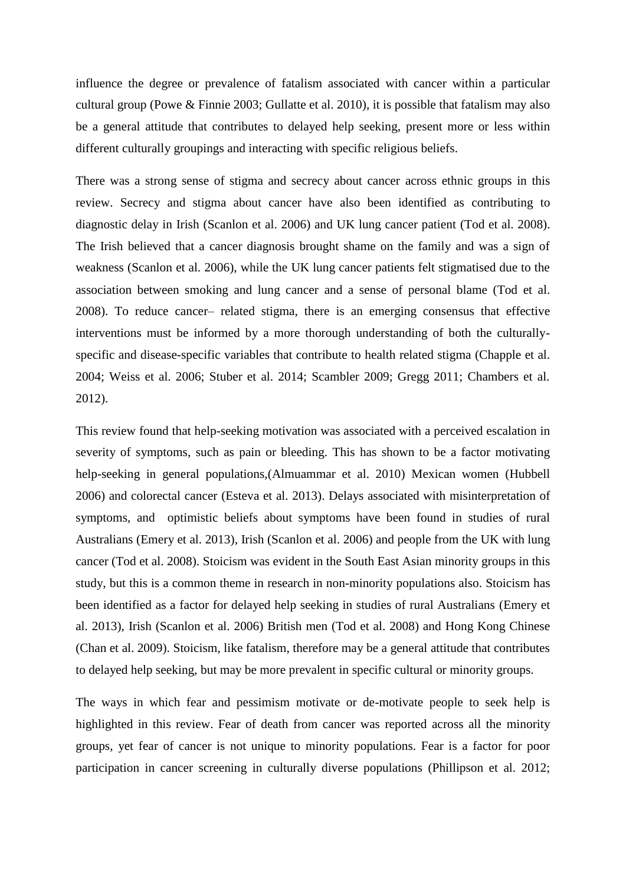influence the degree or prevalence of fatalism associated with cancer within a particular cultural group (Powe & Finnie 2003; Gullatte et al. 2010), it is possible that fatalism may also be a general attitude that contributes to delayed help seeking, present more or less within different culturally groupings and interacting with specific religious beliefs.

There was a strong sense of stigma and secrecy about cancer across ethnic groups in this review. Secrecy and stigma about cancer have also been identified as contributing to diagnostic delay in Irish (Scanlon et al. 2006) and UK lung cancer patient (Tod et al. 2008). The Irish believed that a cancer diagnosis brought shame on the family and was a sign of weakness (Scanlon et al. 2006), while the UK lung cancer patients felt stigmatised due to the association between smoking and lung cancer and a sense of personal blame (Tod et al. 2008). To reduce cancer– related stigma, there is an emerging consensus that effective interventions must be informed by a more thorough understanding of both the culturally-specific and disease-specific variables that contribute to health related stigma (Chapple et al. 2004; Weiss et al. 2006; Stuber et al. 2014; Scambler 2009; Gregg 2011; Chambers et al. 2012).

This review found that help-seeking motivation was associated with a perceived escalation in severity of symptoms, such as pain or bleeding. This has shown to be a factor motivating help-seeking in general populations,(Almuammar et al. 2010) Mexican women (Hubbell 2006) and colorectal cancer (Esteva et al. 2013). Delays associated with misinterpretation of symptoms, and optimistic beliefs about symptoms have been found in studies of rural Australians (Emery et al. 2013), Irish (Scanlon et al. 2006) and people from the UK with lung cancer (Tod et al. 2008). Stoicism was evident in the South East Asian minority groups in this study, but this is a common theme in research in non-minority populations also. Stoicism has been identified as a factor for delayed help seeking in studies of rural Australians (Emery et al. 2013), Irish (Scanlon et al. 2006) British men (Tod et al. 2008) and Hong Kong Chinese (Chan et al. 2009). Stoicism, like fatalism, therefore may be a general attitude that contributes to delayed help seeking, but may be more prevalent in specific cultural or minority groups.

The ways in which fear and pessimism motivate or de-motivate people to seek help is highlighted in this review. Fear of death from cancer was reported across all the minority groups, yet fear of cancer is not unique to minority populations. Fear is a factor for poor participation in cancer screening in culturally diverse populations (Phillipson et al. 2012;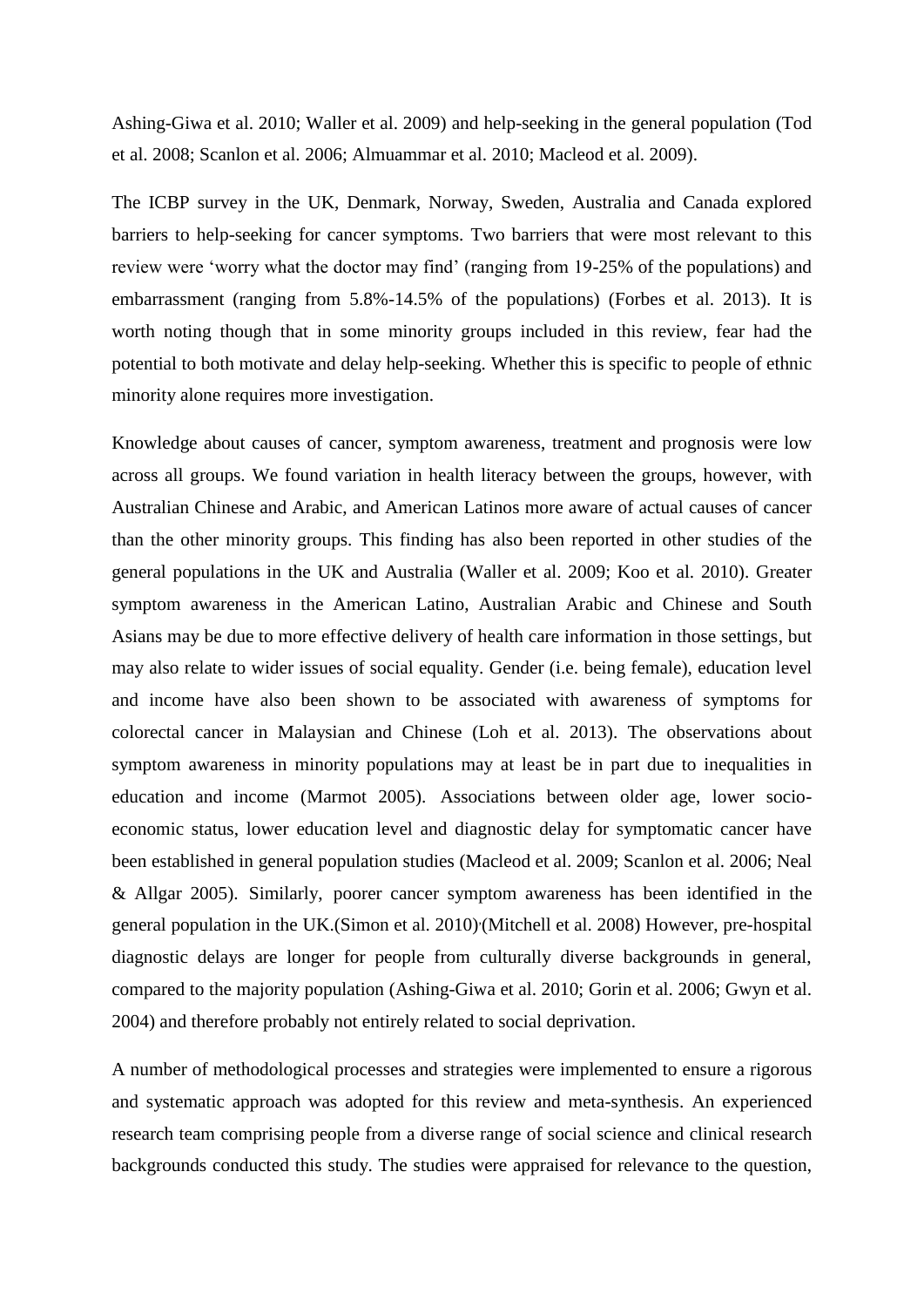Ashing-Giwa et al. 2010; Waller et al. 2009) and help-seeking in the general population (Tod et al. 2008; Scanlon et al. 2006; Almuammar et al. 2010; Macleod et al. 2009).

The ICBP survey in the UK, Denmark, Norway, Sweden, Australia and Canada explored barriers to help-seeking for cancer symptoms. Two barriers that were most relevant to this review were 'worry what the doctor may find' (ranging from 19-25% of the populations) and embarrassment (ranging from 5.8%-14.5% of the populations) (Forbes et al. 2013). It is worth noting though that in some minority groups included in this review, fear had the potential to both motivate and delay help-seeking. Whether this is specific to people of ethnic minority alone requires more investigation.

Knowledge about causes of cancer, symptom awareness, treatment and prognosis were low across all groups. We found variation in health literacy between the groups, however, with Australian Chinese and Arabic, and American Latinos more aware of actual causes of cancer than the other minority groups. This finding has also been reported in other studies of the general populations in the UK and Australia (Waller et al. 2009; Koo et al. 2010). Greater symptom awareness in the American Latino, Australian Arabic and Chinese and South Asians may be due to more effective delivery of health care information in those settings, but may also relate to wider issues of social equality. Gender (i.e. being female), education level and income have also been shown to be associated with awareness of symptoms for colorectal cancer in Malaysian and Chinese (Loh et al. 2013). The observations about symptom awareness in minority populations may at least be in part due to inequalities in education and income (Marmot 2005). Associations between older age, lower socio-economic status, lower education level and diagnostic delay for symptomatic cancer have been established in general population studies (Macleod et al. 2009; Scanlon et al. 2006; Neal & Allgar 2005). Similarly, poorer cancer symptom awareness has been identified in the general population in the UK.(Simon et al. 2010),(Mitchell et al. 2008) However, pre-hospital diagnostic delays are longer for people from culturally diverse backgrounds in general, compared to the majority population (Ashing-Giwa et al. 2010; Gorin et al. 2006; Gwyn et al. 2004) and therefore probably not entirely related to social deprivation.

A number of methodological processes and strategies were implemented to ensure a rigorous and systematic approach was adopted for this review and meta-synthesis. An experienced research team comprising people from a diverse range of social science and clinical research backgrounds conducted this study. The studies were appraised for relevance to the question,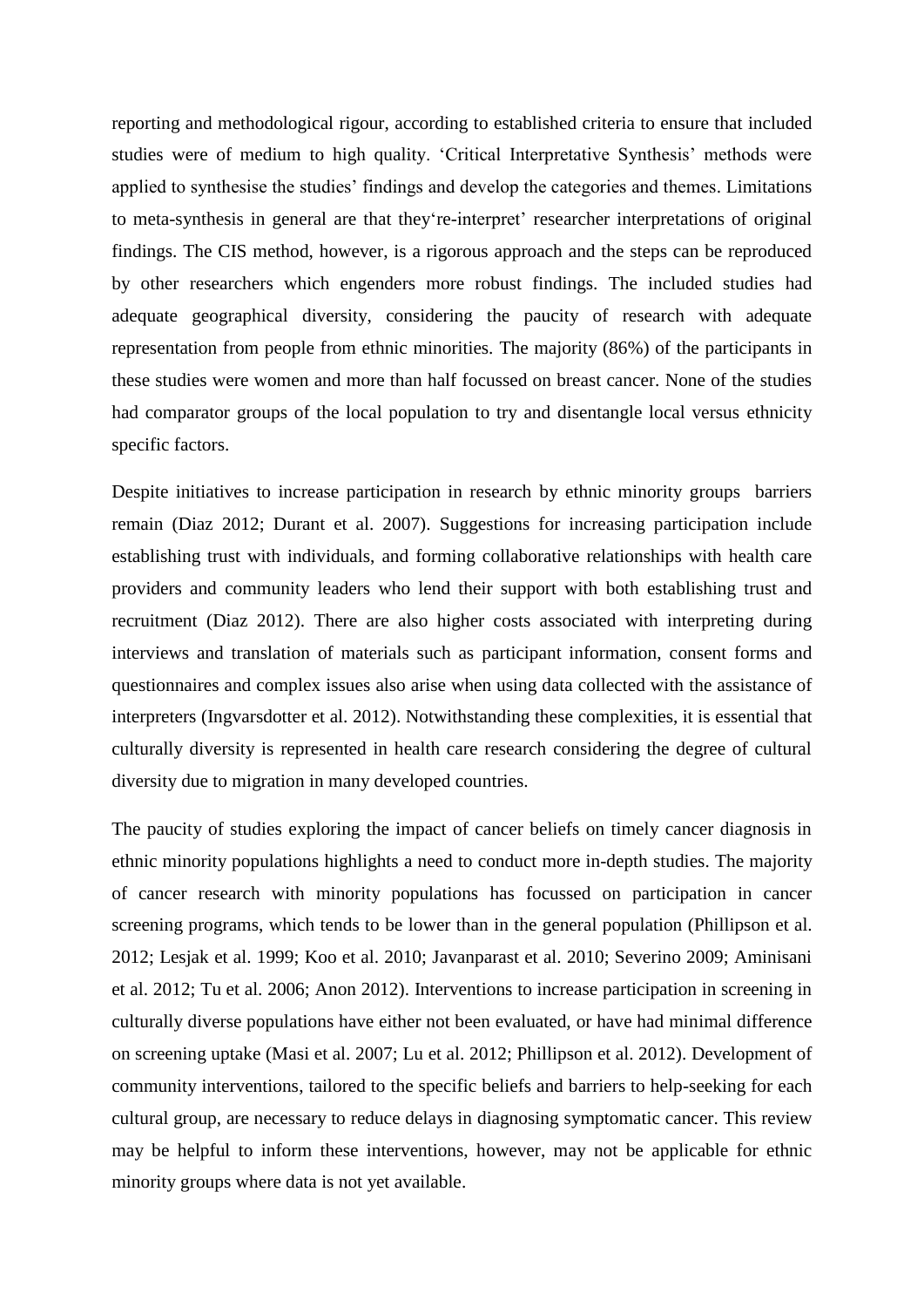reporting and methodological rigour, according to established criteria to ensure that included studies were of medium to high quality. 'Critical Interpretative Synthesis' methods were applied to synthesise the studies' findings and develop the categories and themes. Limitations to meta-synthesis in general are that they're-interpret' researcher interpretations of original findings. The CIS method, however, is a rigorous approach and the steps can be reproduced by other researchers which engenders more robust findings. The included studies had adequate geographical diversity, considering the paucity of research with adequate representation from people from ethnic minorities. The majority (86%) of the participants in these studies were women and more than half focussed on breast cancer. None of the studies had comparator groups of the local population to try and disentangle local versus ethnicity specific factors.

Despite initiatives to increase participation in research by ethnic minority groups barriers remain (Diaz 2012; Durant et al. 2007). Suggestions for increasing participation include establishing trust with individuals, and forming collaborative relationships with health care providers and community leaders who lend their support with both establishing trust and recruitment (Diaz 2012). There are also higher costs associated with interpreting during interviews and translation of materials such as participant information, consent forms and questionnaires and complex issues also arise when using data collected with the assistance of interpreters (Ingvarsdotter et al. 2012). Notwithstanding these complexities, it is essential that culturally diversity is represented in health care research considering the degree of cultural diversity due to migration in many developed countries.

The paucity of studies exploring the impact of cancer beliefs on timely cancer diagnosis in ethnic minority populations highlights a need to conduct more in-depth studies. The majority of cancer research with minority populations has focussed on participation in cancer screening programs, which tends to be lower than in the general population (Phillipson et al. 2012; Lesjak et al. 1999; Koo et al. 2010; Javanparast et al. 2010; Severino 2009; Aminisani et al. 2012; Tu et al. 2006; Anon 2012). Interventions to increase participation in screening in culturally diverse populations have either not been evaluated, or have had minimal difference on screening uptake (Masi et al. 2007; Lu et al. 2012; Phillipson et al. 2012). Development of community interventions, tailored to the specific beliefs and barriers to help-seeking for each cultural group, are necessary to reduce delays in diagnosing symptomatic cancer. This review may be helpful to inform these interventions, however, may not be applicable for ethnic minority groups where data is not yet available.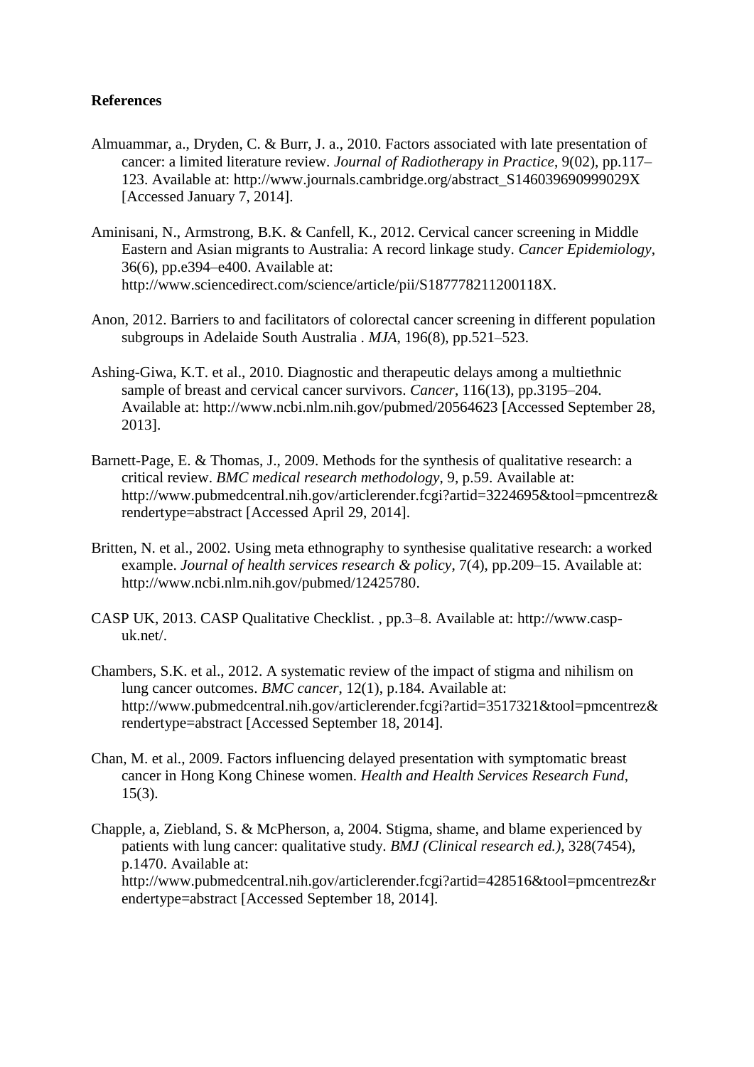**References**

Almuammar, a., Dryden, C. & Burr, J. a., 2010. Factors associated with late presentation of cancer: a limited literature review. *Journal of Radiotherapy in Practice*, 9(02), pp.117–123. Available at: http://www.journals.cambridge.org/abstract_S146039690999029X [Accessed January 7, 2014].

Aminisani, N., Armstrong, B.K. & Canfell, K., 2012. Cervical cancer screening in Middle Eastern and Asian migrants to Australia: A record linkage study. *Cancer Epidemiology*, 36(6), pp.e394–e400. Available at: http://www.sciencedirect.com/science/article/pii/S187778211200118X.

Anon, 2012. Barriers to and facilitators of colorectal cancer screening in different population subgroups in Adelaide South Australia . *MJA*, 196(8), pp.521–523.

Ashing-Giwa, K.T. et al., 2010. Diagnostic and therapeutic delays among a multiethnic sample of breast and cervical cancer survivors. *Cancer*, 116(13), pp.3195–204. Available at: http://www.ncbi.nlm.nih.gov/pubmed/20564623 [Accessed September 28, 2013].

Barnett-Page, E. & Thomas, J., 2009. Methods for the synthesis of qualitative research: a critical review. *BMC medical research methodology*, 9, p.59. Available at: http://www.pubmedcentral.nih.gov/articlerender.fcgi?artid=3224695&tool=pmcentrez&rendertype=abstract [Accessed April 29, 2014].

Britten, N. et al., 2002. Using meta ethnography to synthesise qualitative research: a worked example. *Journal of health services research & policy*, 7(4), pp.209–15. Available at: http://www.ncbi.nlm.nih.gov/pubmed/12425780.

CASP UK, 2013. CASP Qualitative Checklist. , pp.3–8. Available at: http://www.casp-uk.net/.

Chambers, S.K. et al., 2012. A systematic review of the impact of stigma and nihilism on lung cancer outcomes. *BMC cancer*, 12(1), p.184. Available at: http://www.pubmedcentral.nih.gov/articlerender.fcgi?artid=3517321&tool=pmcentrez&rendertype=abstract [Accessed September 18, 2014].

Chan, M. et al., 2009. Factors influencing delayed presentation with symptomatic breast cancer in Hong Kong Chinese women. *Health and Health Services Research Fund*, 15(3).

Chapple, a, Ziebland, S. & McPherson, a, 2004. Stigma, shame, and blame experienced by patients with lung cancer: qualitative study. *BMJ (Clinical research ed.)*, 328(7454), p.1470. Available at: http://www.pubmedcentral.nih.gov/articlerender.fcgi?artid=428516&tool=pmcentrez&rendertype=abstract [Accessed September 18, 2014].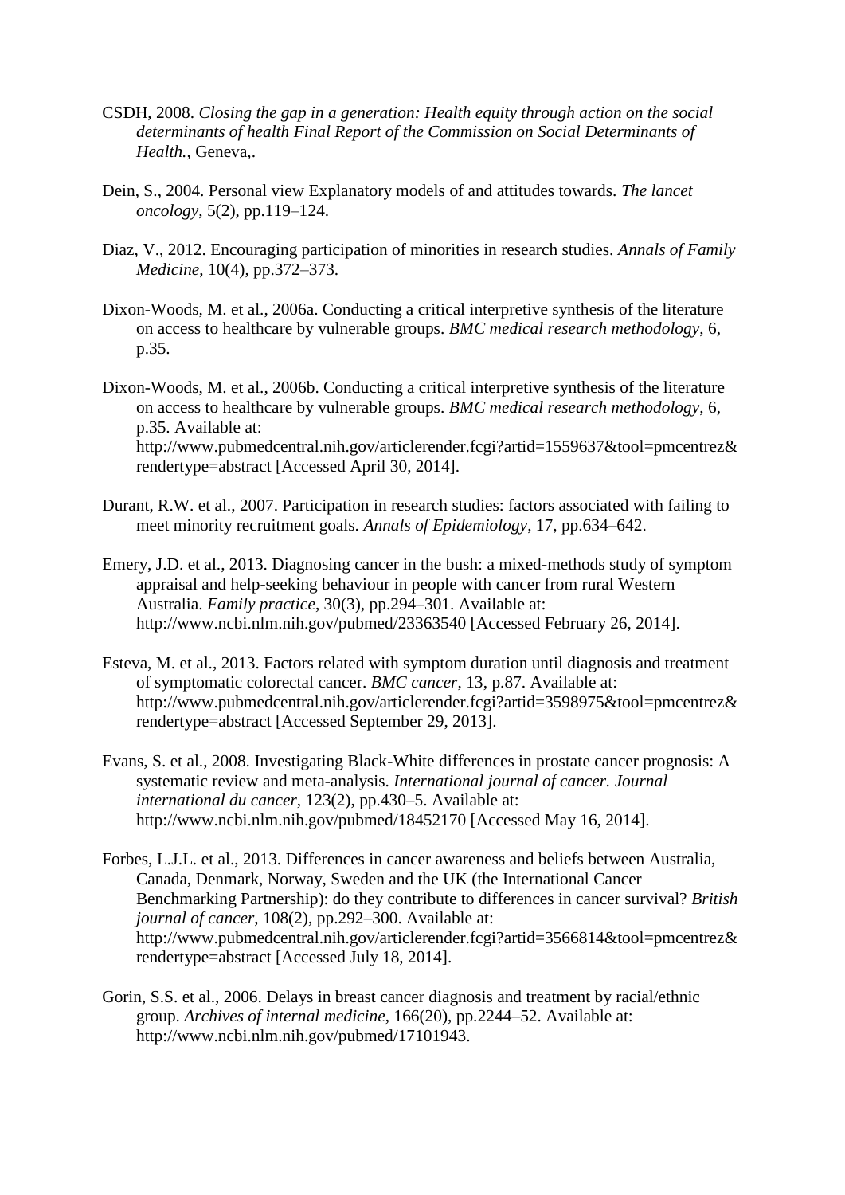CSDH, 2008. *Closing the gap in a generation: Health equity through action on the social determinants of health Final Report of the Commission on Social Determinants of Health.*, Geneva,.

Dein, S., 2004. Personal view Explanatory models of and attitudes towards. *The lancet oncology*, 5(2), pp.119–124.

Diaz, V., 2012. Encouraging participation of minorities in research studies. *Annals of Family Medicine*, 10(4), pp.372–373.

Dixon-Woods, M. et al., 2006a. Conducting a critical interpretive synthesis of the literature on access to healthcare by vulnerable groups. *BMC medical research methodology*, 6, p.35.

Dixon-Woods, M. et al., 2006b. Conducting a critical interpretive synthesis of the literature on access to healthcare by vulnerable groups. *BMC medical research methodology*, 6, p.35. Available at: http://www.pubmedcentral.nih.gov/articlerender.fcgi?artid=1559637&tool=pmcentrez&rendertype=abstract [Accessed April 30, 2014].

Durant, R.W. et al., 2007. Participation in research studies: factors associated with failing to meet minority recruitment goals. *Annals of Epidemiology*, 17, pp.634–642.

Emery, J.D. et al., 2013. Diagnosing cancer in the bush: a mixed-methods study of symptom appraisal and help-seeking behaviour in people with cancer from rural Western Australia. *Family practice*, 30(3), pp.294–301. Available at: http://www.ncbi.nlm.nih.gov/pubmed/23363540 [Accessed February 26, 2014].

Esteva, M. et al., 2013. Factors related with symptom duration until diagnosis and treatment of symptomatic colorectal cancer. *BMC cancer*, 13, p.87. Available at: http://www.pubmedcentral.nih.gov/articlerender.fcgi?artid=3598975&tool=pmcentrez&rendertype=abstract [Accessed September 29, 2013].

Evans, S. et al., 2008. Investigating Black-White differences in prostate cancer prognosis: A systematic review and meta-analysis. *International journal of cancer. Journal international du cancer*, 123(2), pp.430–5. Available at: http://www.ncbi.nlm.nih.gov/pubmed/18452170 [Accessed May 16, 2014].

Forbes, L.J.L. et al., 2013. Differences in cancer awareness and beliefs between Australia, Canada, Denmark, Norway, Sweden and the UK (the International Cancer Benchmarking Partnership): do they contribute to differences in cancer survival? *British journal of cancer*, 108(2), pp.292–300. Available at: http://www.pubmedcentral.nih.gov/articlerender.fcgi?artid=3566814&tool=pmcentrez&rendertype=abstract [Accessed July 18, 2014].

Gorin, S.S. et al., 2006. Delays in breast cancer diagnosis and treatment by racial/ethnic group. *Archives of internal medicine*, 166(20), pp.2244–52. Available at: http://www.ncbi.nlm.nih.gov/pubmed/17101943.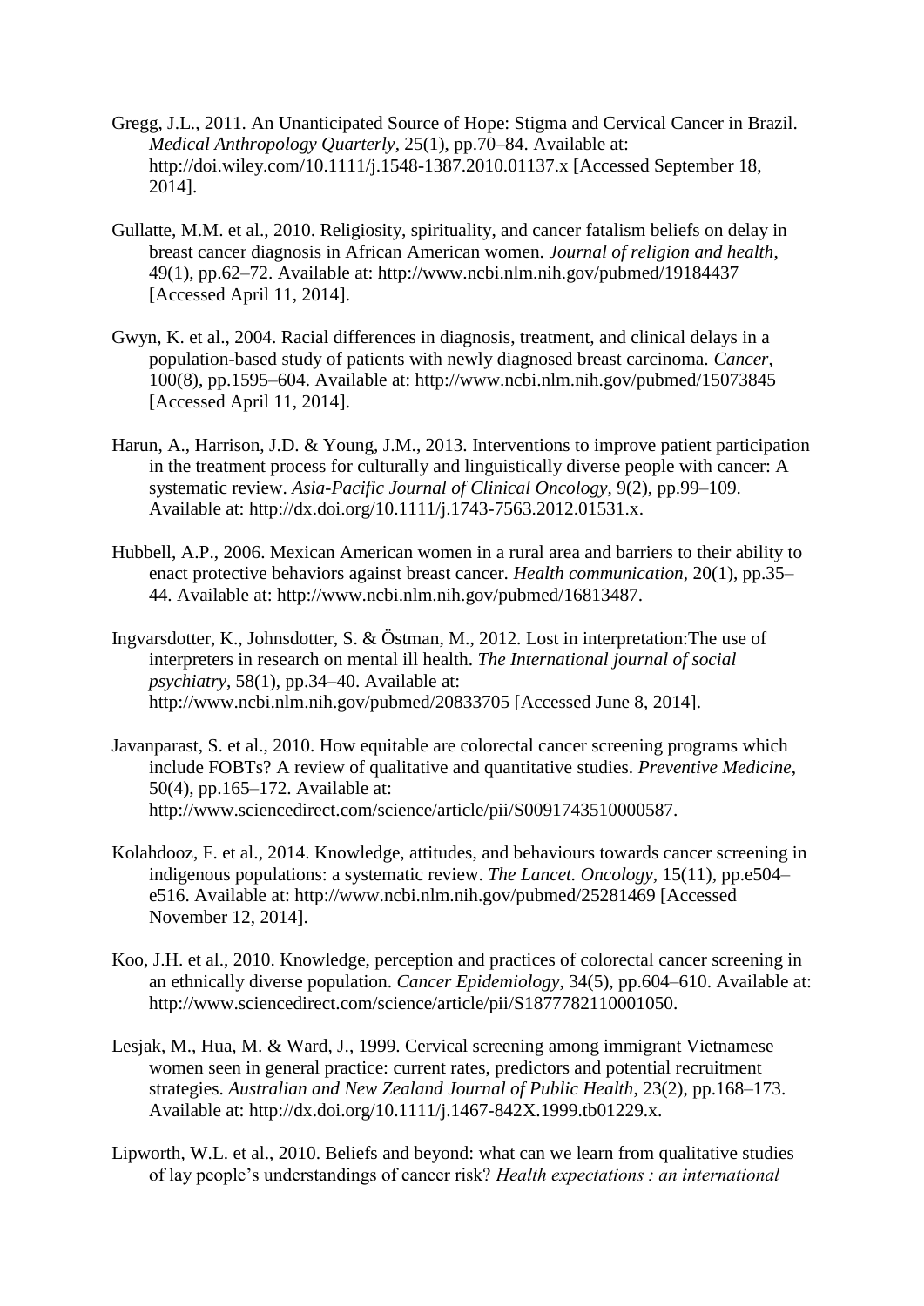Gregg, J.L., 2011. An Unanticipated Source of Hope: Stigma and Cervical Cancer in Brazil. *Medical Anthropology Quarterly*, 25(1), pp.70–84. Available at: http://doi.wiley.com/10.1111/j.1548-1387.2010.01137.x [Accessed September 18, 2014].

Gullatte, M.M. et al., 2010. Religiosity, spirituality, and cancer fatalism beliefs on delay in breast cancer diagnosis in African American women. *Journal of religion and health*, 49(1), pp.62–72. Available at: http://www.ncbi.nlm.nih.gov/pubmed/19184437 [Accessed April 11, 2014].

Gwyn, K. et al., 2004. Racial differences in diagnosis, treatment, and clinical delays in a population-based study of patients with newly diagnosed breast carcinoma. *Cancer*, 100(8), pp.1595–604. Available at: http://www.ncbi.nlm.nih.gov/pubmed/15073845 [Accessed April 11, 2014].

Harun, A., Harrison, J.D. & Young, J.M., 2013. Interventions to improve patient participation in the treatment process for culturally and linguistically diverse people with cancer: A systematic review. *Asia-Pacific Journal of Clinical Oncology*, 9(2), pp.99–109. Available at: http://dx.doi.org/10.1111/j.1743-7563.2012.01531.x.

Hubbell, A.P., 2006. Mexican American women in a rural area and barriers to their ability to enact protective behaviors against breast cancer. *Health communication*, 20(1), pp.35–44. Available at: http://www.ncbi.nlm.nih.gov/pubmed/16813487.

Ingvarsdotter, K., Johnsdotter, S. & Östman, M., 2012. Lost in interpretation:The use of interpreters in research on mental ill health. *The International journal of social psychiatry*, 58(1), pp.34–40. Available at: http://www.ncbi.nlm.nih.gov/pubmed/20833705 [Accessed June 8, 2014].

Javanparast, S. et al., 2010. How equitable are colorectal cancer screening programs which include FOBTs? A review of qualitative and quantitative studies. *Preventive Medicine*, 50(4), pp.165–172. Available at: http://www.sciencedirect.com/science/article/pii/S0091743510000587.

Kolahdooz, F. et al., 2014. Knowledge, attitudes, and behaviours towards cancer screening in indigenous populations: a systematic review. *The Lancet. Oncology*, 15(11), pp.e504–e516. Available at: http://www.ncbi.nlm.nih.gov/pubmed/25281469 [Accessed November 12, 2014].

Koo, J.H. et al., 2010. Knowledge, perception and practices of colorectal cancer screening in an ethnically diverse population. *Cancer Epidemiology*, 34(5), pp.604–610. Available at: http://www.sciencedirect.com/science/article/pii/S1877782110001050.

Lesjak, M., Hua, M. & Ward, J., 1999. Cervical screening among immigrant Vietnamese women seen in general practice: current rates, predictors and potential recruitment strategies. *Australian and New Zealand Journal of Public Health*, 23(2), pp.168–173. Available at: http://dx.doi.org/10.1111/j.1467-842X.1999.tb01229.x.

Lipworth, W.L. et al., 2010. Beliefs and beyond: what can we learn from qualitative studies of lay people's understandings of cancer risk? *Health expectations : an international*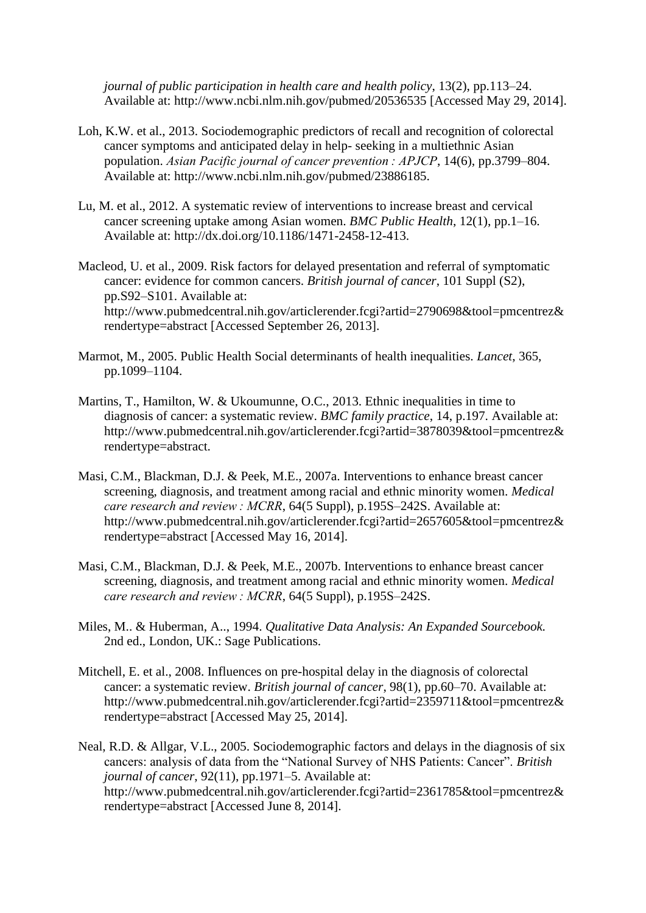*journal of public participation in health care and health policy*, 13(2), pp.113–24. Available at: http://www.ncbi.nlm.nih.gov/pubmed/20536535 [Accessed May 29, 2014].

Loh, K.W. et al., 2013. Sociodemographic predictors of recall and recognition of colorectal cancer symptoms and anticipated delay in help- seeking in a multiethnic Asian population. *Asian Pacific journal of cancer prevention : APJCP*, 14(6), pp.3799–804. Available at: http://www.ncbi.nlm.nih.gov/pubmed/23886185.

Lu, M. et al., 2012. A systematic review of interventions to increase breast and cervical cancer screening uptake among Asian women. *BMC Public Health*, 12(1), pp.1–16. Available at: http://dx.doi.org/10.1186/1471-2458-12-413.

Macleod, U. et al., 2009. Risk factors for delayed presentation and referral of symptomatic cancer: evidence for common cancers. *British journal of cancer*, 101 Suppl (S2), pp.S92–S101. Available at: http://www.pubmedcentral.nih.gov/articlerender.fcgi?artid=2790698&tool=pmcentrez&rendertype=abstract [Accessed September 26, 2013].

Marmot, M., 2005. Public Health Social determinants of health inequalities. *Lancet*, 365, pp.1099–1104.

Martins, T., Hamilton, W. & Ukoumunne, O.C., 2013. Ethnic inequalities in time to diagnosis of cancer: a systematic review. *BMC family practice*, 14, p.197. Available at: http://www.pubmedcentral.nih.gov/articlerender.fcgi?artid=3878039&tool=pmcentrez&rendertype=abstract.

Masi, C.M., Blackman, D.J. & Peek, M.E., 2007a. Interventions to enhance breast cancer screening, diagnosis, and treatment among racial and ethnic minority women. *Medical care research and review : MCRR*, 64(5 Suppl), p.195S–242S. Available at: http://www.pubmedcentral.nih.gov/articlerender.fcgi?artid=2657605&tool=pmcentrez&rendertype=abstract [Accessed May 16, 2014].

Masi, C.M., Blackman, D.J. & Peek, M.E., 2007b. Interventions to enhance breast cancer screening, diagnosis, and treatment among racial and ethnic minority women. *Medical care research and review : MCRR*, 64(5 Suppl), p.195S–242S.

Miles, M.. & Huberman, A.., 1994. *Qualitative Data Analysis: An Expanded Sourcebook.* 2nd ed., London, UK.: Sage Publications.

Mitchell, E. et al., 2008. Influences on pre-hospital delay in the diagnosis of colorectal cancer: a systematic review. *British journal of cancer*, 98(1), pp.60–70. Available at: http://www.pubmedcentral.nih.gov/articlerender.fcgi?artid=2359711&tool=pmcentrez&rendertype=abstract [Accessed May 25, 2014].

Neal, R.D. & Allgar, V.L., 2005. Sociodemographic factors and delays in the diagnosis of six cancers: analysis of data from the "National Survey of NHS Patients: Cancer". *British journal of cancer*, 92(11), pp.1971–5. Available at: http://www.pubmedcentral.nih.gov/articlerender.fcgi?artid=2361785&tool=pmcentrez&rendertype=abstract [Accessed June 8, 2014].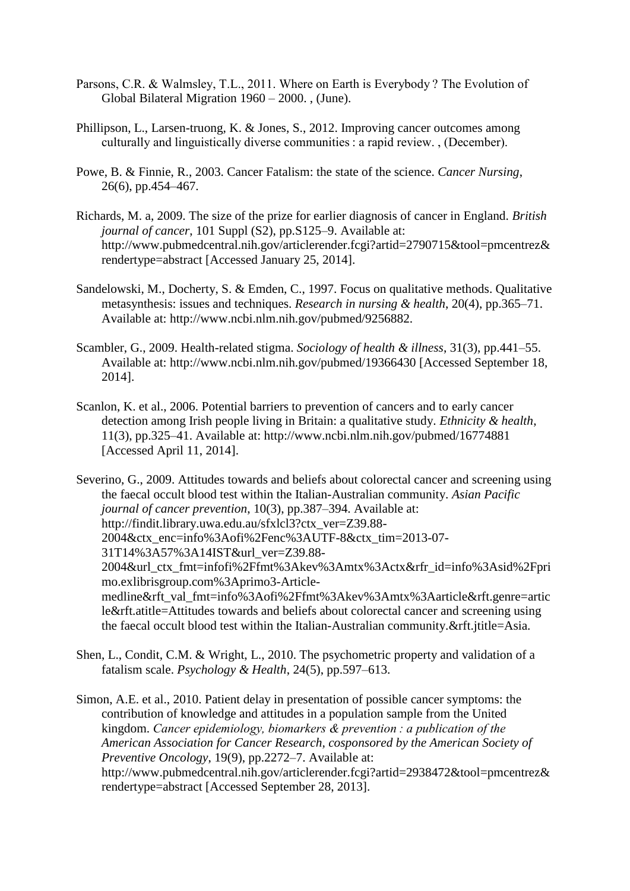Parsons, C.R. & Walmsley, T.L., 2011. Where on Earth is Everybody ? The Evolution of Global Bilateral Migration 1960 – 2000. , (June).

Phillipson, L., Larsen-truong, K. & Jones, S., 2012. Improving cancer outcomes among culturally and linguistically diverse communities : a rapid review. , (December).

Powe, B. & Finnie, R., 2003. Cancer Fatalism: the state of the science. *Cancer Nursing*, 26(6), pp.454–467.

Richards, M. a, 2009. The size of the prize for earlier diagnosis of cancer in England. *British journal of cancer*, 101 Suppl (S2), pp.S125–9. Available at: http://www.pubmedcentral.nih.gov/articlerender.fcgi?artid=2790715&tool=pmcentrez&rendertype=abstract [Accessed January 25, 2014].

Sandelowski, M., Docherty, S. & Emden, C., 1997. Focus on qualitative methods. Qualitative metasynthesis: issues and techniques. *Research in nursing & health*, 20(4), pp.365–71. Available at: http://www.ncbi.nlm.nih.gov/pubmed/9256882.

Scambler, G., 2009. Health-related stigma. *Sociology of health & illness*, 31(3), pp.441–55. Available at: http://www.ncbi.nlm.nih.gov/pubmed/19366430 [Accessed September 18, 2014].

Scanlon, K. et al., 2006. Potential barriers to prevention of cancers and to early cancer detection among Irish people living in Britain: a qualitative study. *Ethnicity & health*, 11(3), pp.325–41. Available at: http://www.ncbi.nlm.nih.gov/pubmed/16774881 [Accessed April 11, 2014].

Severino, G., 2009. Attitudes towards and beliefs about colorectal cancer and screening using the faecal occult blood test within the Italian-Australian community. *Asian Pacific journal of cancer prevention*, 10(3), pp.387–394. Available at: http://findit.library.uwa.edu.au/sfxlcl3?ctx_ver=Z39.88-2004&ctx_enc=info%3Aofi%2Fenc%3AUTF-8&ctx_tim=2013-07-31T14%3A57%3A14IST&url_ver=Z39.88-2004&url_ctx_fmt=infofi%2Ffmt%3Akev%3Amtx%3Actx&rfr_id=info%3Asid%2Fprimo.exlibrisgroup.com%3Aprimo3-Article-medline&rft_val_fmt=info%3Aofi%2Ffmt%3Akev%3Amtx%3Aarticle&rft.genre=article&rft.atitle=Attitudes towards and beliefs about colorectal cancer and screening using the faecal occult blood test within the Italian-Australian community.&rft.jtitle=Asia.

Shen, L., Condit, C.M. & Wright, L., 2010. The psychometric property and validation of a fatalism scale. *Psychology & Health*, 24(5), pp.597–613.

Simon, A.E. et al., 2010. Patient delay in presentation of possible cancer symptoms: the contribution of knowledge and attitudes in a population sample from the United kingdom. *Cancer epidemiology, biomarkers & prevention : a publication of the American Association for Cancer Research, cosponsored by the American Society of Preventive Oncology*, 19(9), pp.2272–7. Available at: http://www.pubmedcentral.nih.gov/articlerender.fcgi?artid=2938472&tool=pmcentrez&rendertype=abstract [Accessed September 28, 2013].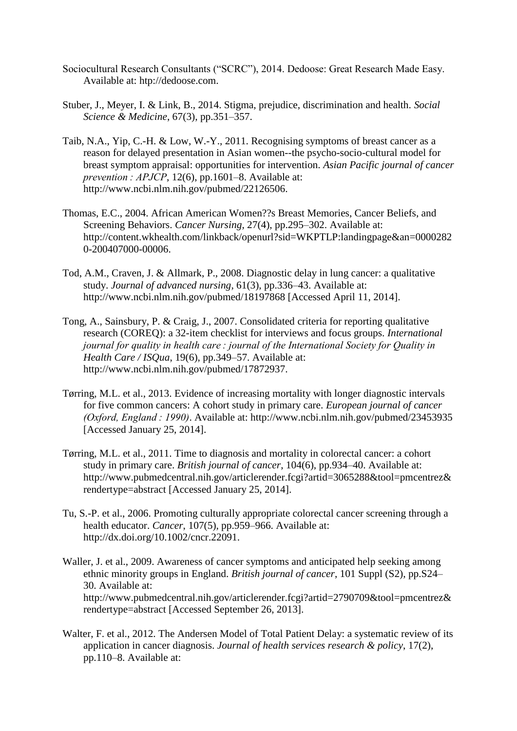Sociocultural Research Consultants ("SCRC"), 2014. Dedoose: Great Research Made Easy. Available at: htp://dedoose.com.

Stuber, J., Meyer, I. & Link, B., 2014. Stigma, prejudice, discrimination and health. *Social Science & Medicine*, 67(3), pp.351–357.

Taib, N.A., Yip, C.-H. & Low, W.-Y., 2011. Recognising symptoms of breast cancer as a reason for delayed presentation in Asian women--the psycho-socio-cultural model for breast symptom appraisal: opportunities for intervention. *Asian Pacific journal of cancer prevention : APJCP*, 12(6), pp.1601–8. Available at: http://www.ncbi.nlm.nih.gov/pubmed/22126506.

Thomas, E.C., 2004. African American Women??s Breast Memories, Cancer Beliefs, and Screening Behaviors. *Cancer Nursing*, 27(4), pp.295–302. Available at: http://content.wkhealth.com/linkback/openurl?sid=WKPTLP:landingpage&an=00002820-200407000-00006.

Tod, A.M., Craven, J. & Allmark, P., 2008. Diagnostic delay in lung cancer: a qualitative study. *Journal of advanced nursing*, 61(3), pp.336–43. Available at: http://www.ncbi.nlm.nih.gov/pubmed/18197868 [Accessed April 11, 2014].

Tong, A., Sainsbury, P. & Craig, J., 2007. Consolidated criteria for reporting qualitative research (COREQ): a 32-item checklist for interviews and focus groups. *International journal for quality in health care : journal of the International Society for Quality in Health Care / ISQua*, 19(6), pp.349–57. Available at: http://www.ncbi.nlm.nih.gov/pubmed/17872937.

Tørring, M.L. et al., 2013. Evidence of increasing mortality with longer diagnostic intervals for five common cancers: A cohort study in primary care. *European journal of cancer (Oxford, England : 1990)*. Available at: http://www.ncbi.nlm.nih.gov/pubmed/23453935 [Accessed January 25, 2014].

Tørring, M.L. et al., 2011. Time to diagnosis and mortality in colorectal cancer: a cohort study in primary care. *British journal of cancer*, 104(6), pp.934–40. Available at: http://www.pubmedcentral.nih.gov/articlerender.fcgi?artid=3065288&tool=pmcentrez&rendertype=abstract [Accessed January 25, 2014].

Tu, S.-P. et al., 2006. Promoting culturally appropriate colorectal cancer screening through a health educator. *Cancer*, 107(5), pp.959–966. Available at: http://dx.doi.org/10.1002/cncr.22091.

Waller, J. et al., 2009. Awareness of cancer symptoms and anticipated help seeking among ethnic minority groups in England. *British journal of cancer*, 101 Suppl (S2), pp.S24–30. Available at: http://www.pubmedcentral.nih.gov/articlerender.fcgi?artid=2790709&tool=pmcentrez&rendertype=abstract [Accessed September 26, 2013].

Walter, F. et al., 2012. The Andersen Model of Total Patient Delay: a systematic review of its application in cancer diagnosis. *Journal of health services research & policy*, 17(2), pp.110–8. Available at: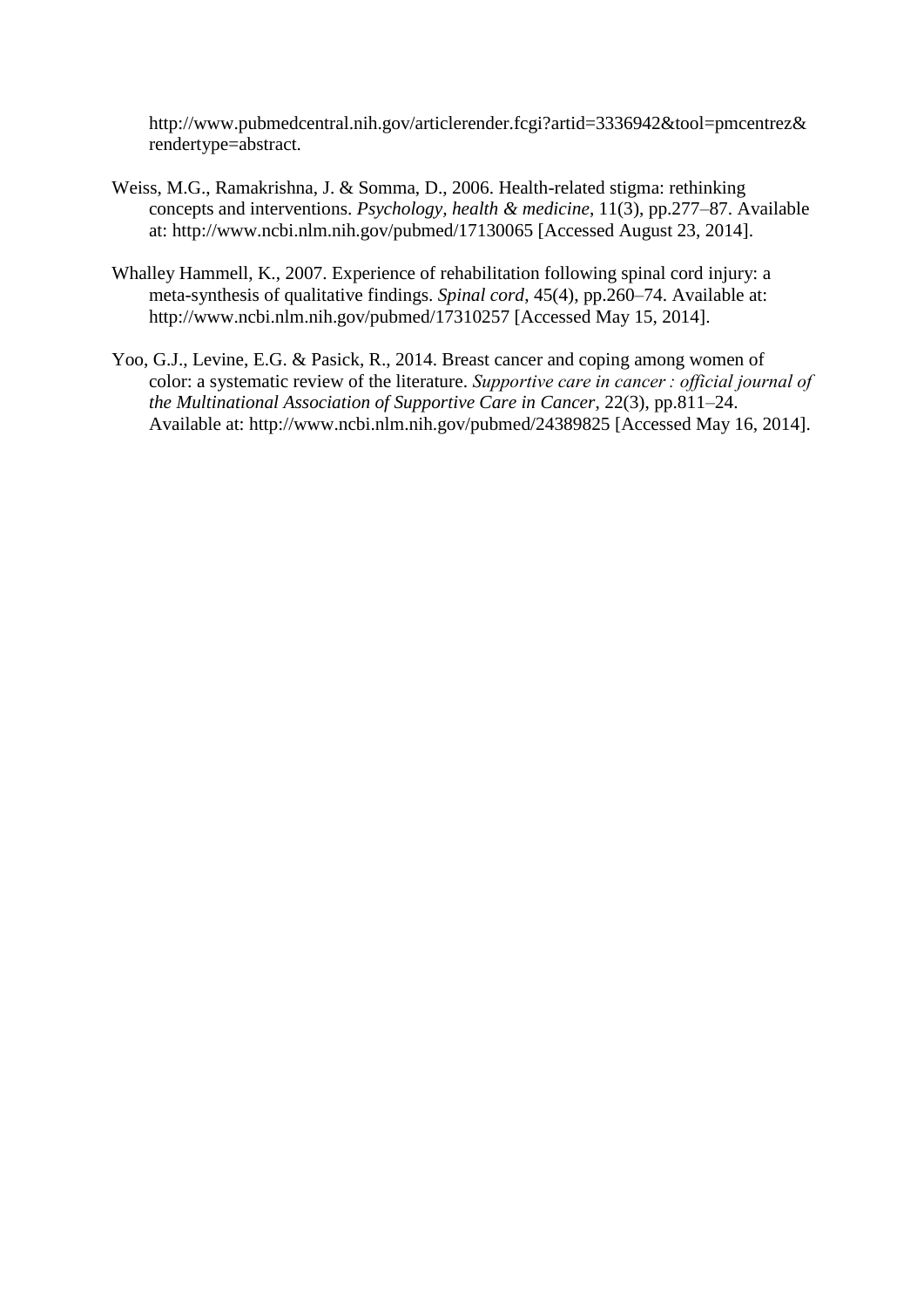http://www.pubmedcentral.nih.gov/articlerender.fcgi?artid=3336942&tool=pmcentrez&rendertype=abstract.

Weiss, M.G., Ramakrishna, J. & Somma, D., 2006. Health-related stigma: rethinking concepts and interventions. *Psychology, health & medicine*, 11(3), pp.277–87. Available at: http://www.ncbi.nlm.nih.gov/pubmed/17130065 [Accessed August 23, 2014].

Whalley Hammell, K., 2007. Experience of rehabilitation following spinal cord injury: a meta-synthesis of qualitative findings. *Spinal cord*, 45(4), pp.260–74. Available at: http://www.ncbi.nlm.nih.gov/pubmed/17310257 [Accessed May 15, 2014].

Yoo, G.J., Levine, E.G. & Pasick, R., 2014. Breast cancer and coping among women of color: a systematic review of the literature. *Supportive care in cancer : official journal of the Multinational Association of Supportive Care in Cancer*, 22(3), pp.811–24. Available at: http://www.ncbi.nlm.nih.gov/pubmed/24389825 [Accessed May 16, 2014].